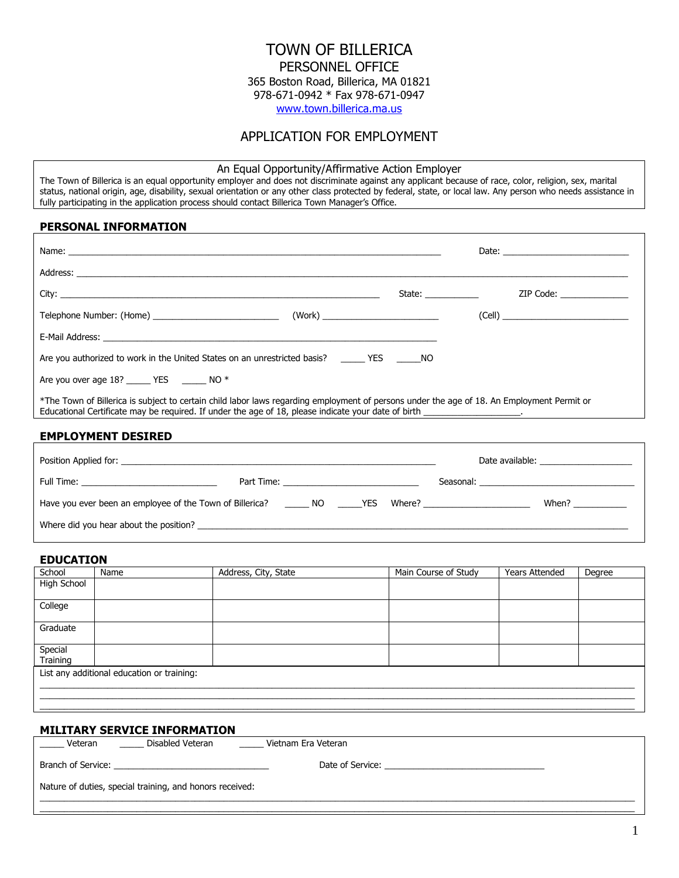# TOWN OF BILLERICA

## PERSONNEL OFFICE

365 Boston Road, Billerica, MA 01821
978-671-0942 * Fax 978-671-0947
www.town.billerica.ma.us

## APPLICATION FOR EMPLOYMENT

An Equal Opportunity/Affirmative Action Employer

The Town of Billerica is an equal opportunity employer and does not discriminate against any applicant because of race, color, religion, sex, marital status, national origin, age, disability, sexual orientation or any other class protected by federal, state, or local law. Any person who needs assistance in fully participating in the application process should contact Billerica Town Manager's Office.

### PERSONAL INFORMATION

Name: ______________________________________________ Date: ______________________

Address: ______________________________________________________________________

City: __________________________________________ State: __________ ZIP Code: ______________

Telephone Number: (Home) ______________________ (Work) ______________________ (Cell) ______________________

E-Mail Address: ______________________________________________________________

Are you authorized to work in the United States on an unrestricted basis? _____ YES _____NO

Are you over age 18? _____ YES _____ NO *

*The Town of Billerica is subject to certain child labor laws regarding employment of persons under the age of 18. An Employment Permit or Educational Certificate may be required. If under the age of 18, please indicate your date of birth ___________________.

### EMPLOYMENT DESIRED

Position Applied for: ______________________________________________ Date available: ____________________

Full Time: ___________________________ Part Time: ___________________________ Seasonal: ________________________________

Have you ever been an employee of the Town of Billerica? _____ NO _____YES Where? ______________________ When? ___________

Where did you hear about the position? ______________________________________________________________

### EDUCATION

| School | Name | Address, City, State | Main Course of Study | Years Attended | Degree |
|---|---|---|---|---|---|
| High School | | | | | |
| College | | | | | |
| Graduate | | | | | |
| Special Training | | | | | |

List any additional education or training:

______________________________________________________________________________________

______________________________________________________________________________________

______________________________________________________________________________________

### MILITARY SERVICE INFORMATION

_____ Veteran _____ Disabled Veteran _____ Vietnam Era Veteran

Branch of Service: ________________________________ Date of Service: ________________________________

Nature of duties, special training, and honors received:

______________________________________________________________________________________

______________________________________________________________________________________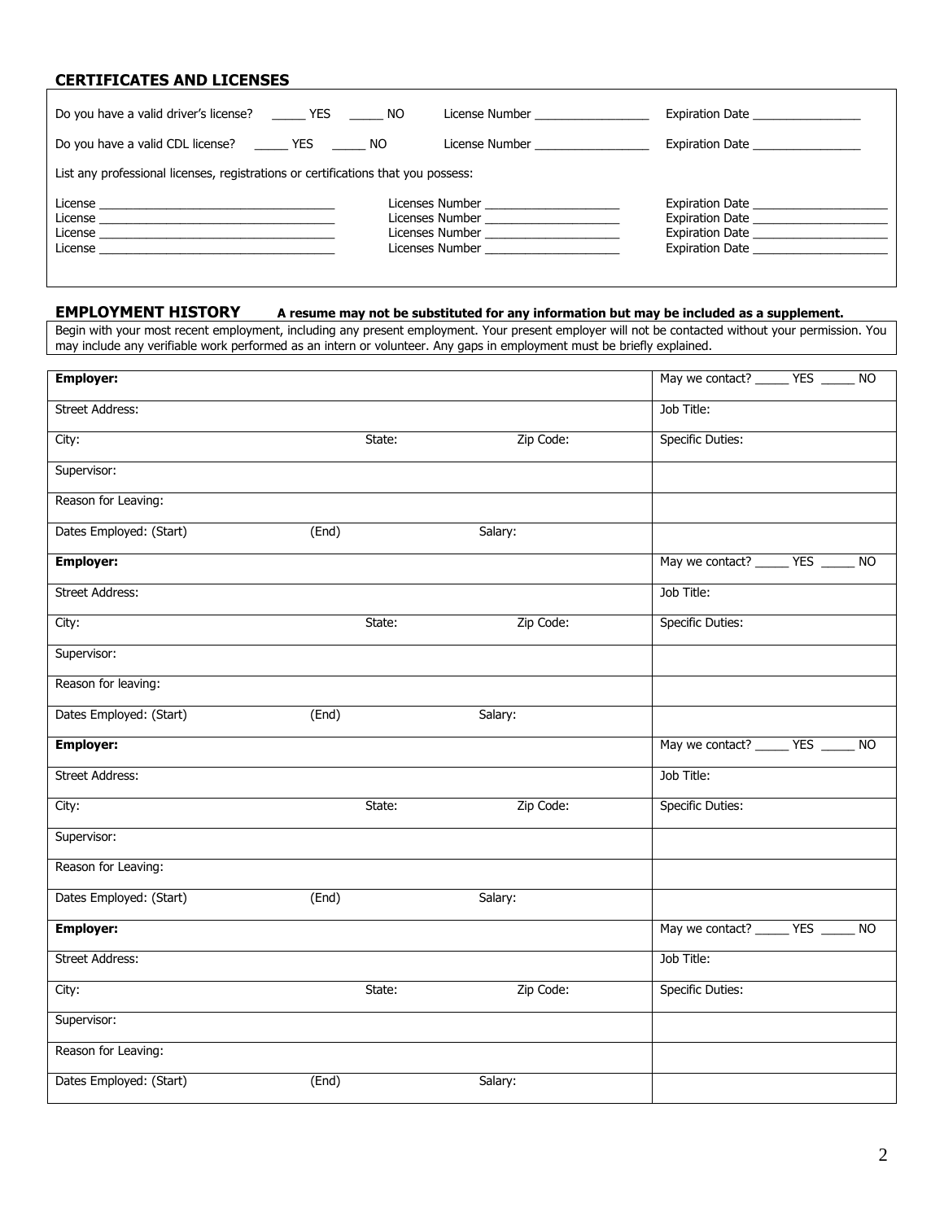## CERTIFICATES AND LICENSES

Do you have a valid driver's license? _____ YES _____ NO License Number _________________ Expiration Date ________________

Do you have a valid CDL license? _____ YES _____ NO License Number _________________ Expiration Date ________________

List any professional licenses, registrations or certifications that you possess:

License ___________________________________ Licenses Number ____________________ Expiration Date ____________________
License ___________________________________ Licenses Number ____________________ Expiration Date ____________________
License ___________________________________ Licenses Number ____________________ Expiration Date ____________________
License ___________________________________ Licenses Number ____________________ Expiration Date ____________________

## EMPLOYMENT HISTORY

**A resume may not be substituted for any information but may be included as a supplement.**

Begin with your most recent employment, including any present employment. Your present employer will not be contacted without your permission. You may include any verifiable work performed as an intern or volunteer. Any gaps in employment must be briefly explained.

| **Employer:** | | | May we contact? _____ YES _____ NO |
|---|---|---|---|
| Street Address: | | | Job Title: |
| City: | State: | Zip Code: | Specific Duties: |
| Supervisor: | | | |
| Reason for Leaving: | | | |
| Dates Employed: (Start) | (End) | Salary: | |
| **Employer:** | | | May we contact? _____ YES _____ NO |
| Street Address: | | | Job Title: |
| City: | State: | Zip Code: | Specific Duties: |
| Supervisor: | | | |
| Reason for leaving: | | | |
| Dates Employed: (Start) | (End) | Salary: | |
| **Employer:** | | | May we contact? _____ YES _____ NO |
| Street Address: | | | Job Title: |
| City: | State: | Zip Code: | Specific Duties: |
| Supervisor: | | | |
| Reason for Leaving: | | | |
| Dates Employed: (Start) | (End) | Salary: | |
| **Employer:** | | | May we contact? _____ YES _____ NO |
| Street Address: | | | Job Title: |
| City: | State: | Zip Code: | Specific Duties: |
| Supervisor: | | | |
| Reason for Leaving: | | | |
| Dates Employed: (Start) | (End) | Salary: | |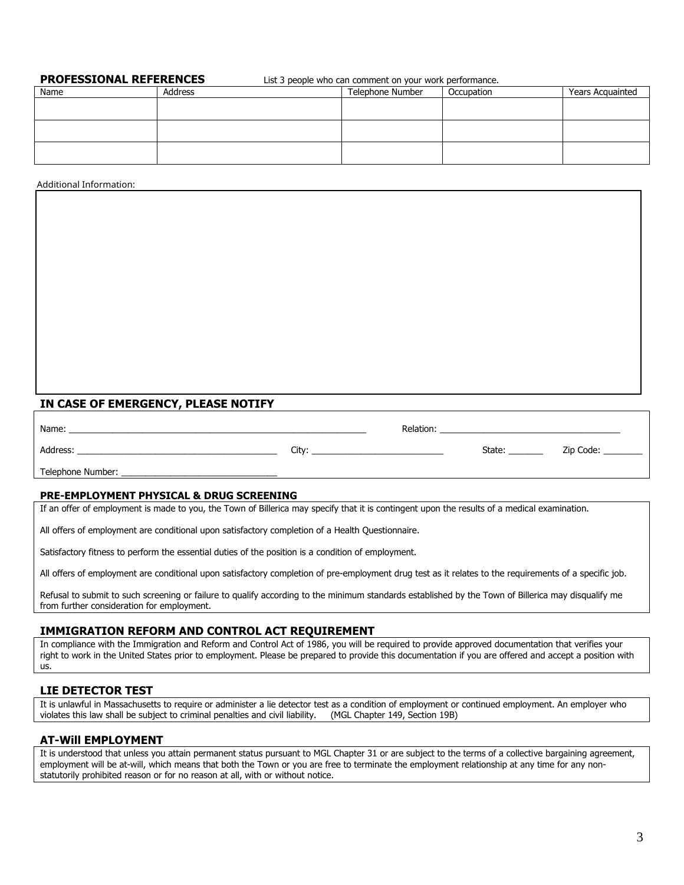## PROFESSIONAL REFERENCES

List 3 people who can comment on your work performance.

| Name | Address | Telephone Number | Occupation | Years Acquainted |
|---|---|---|---|---|
| | | | | |
| | | | | |
| | | | | |

Additional Information:

## IN CASE OF EMERGENCY, PLEASE NOTIFY

Name: ______________________________ Relation: ______________________________

Address: ______________________________ City: ______________________ State: _______ Zip Code: ________

Telephone Number: ______________________________

### PRE-EMPLOYMENT PHYSICAL & DRUG SCREENING

If an offer of employment is made to you, the Town of Billerica may specify that it is contingent upon the results of a medical examination.

All offers of employment are conditional upon satisfactory completion of a Health Questionnaire.

Satisfactory fitness to perform the essential duties of the position is a condition of employment.

All offers of employment are conditional upon satisfactory completion of pre-employment drug test as it relates to the requirements of a specific job.

Refusal to submit to such screening or failure to qualify according to the minimum standards established by the Town of Billerica may disqualify me from further consideration for employment.

## IMMIGRATION REFORM AND CONTROL ACT REQUIREMENT

In compliance with the Immigration and Reform and Control Act of 1986, you will be required to provide approved documentation that verifies your right to work in the United States prior to employment. Please be prepared to provide this documentation if you are offered and accept a position with us.

## LIE DETECTOR TEST

It is unlawful in Massachusetts to require or administer a lie detector test as a condition of employment or continued employment. An employer who violates this law shall be subject to criminal penalties and civil liability. (MGL Chapter 149, Section 19B)

## AT-Will EMPLOYMENT

It is understood that unless you attain permanent status pursuant to MGL Chapter 31 or are subject to the terms of a collective bargaining agreement, employment will be at-will, which means that both the Town or you are free to terminate the employment relationship at any time for any non-statutorily prohibited reason or for no reason at all, with or without notice.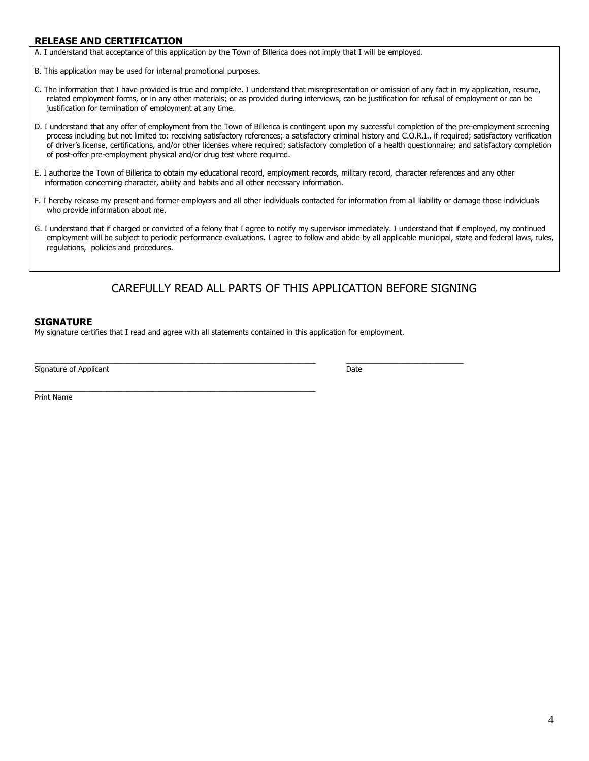## RELEASE AND CERTIFICATION

A. I understand that acceptance of this application by the Town of Billerica does not imply that I will be employed.

B. This application may be used for internal promotional purposes.

C. The information that I have provided is true and complete. I understand that misrepresentation or omission of any fact in my application, resume, related employment forms, or in any other materials; or as provided during interviews, can be justification for refusal of employment or can be justification for termination of employment at any time.

D. I understand that any offer of employment from the Town of Billerica is contingent upon my successful completion of the pre-employment screening process including but not limited to: receiving satisfactory references; a satisfactory criminal history and C.O.R.I., if required; satisfactory verification of driver's license, certifications, and/or other licenses where required; satisfactory completion of a health questionnaire; and satisfactory completion of post-offer pre-employment physical and/or drug test where required.

E. I authorize the Town of Billerica to obtain my educational record, employment records, military record, character references and any other information concerning character, ability and habits and all other necessary information.

F. I hereby release my present and former employers and all other individuals contacted for information from all liability or damage those individuals who provide information about me.

G. I understand that if charged or convicted of a felony that I agree to notify my supervisor immediately. I understand that if employed, my continued employment will be subject to periodic performance evaluations. I agree to follow and abide by all applicable municipal, state and federal laws, rules, regulations, policies and procedures.

CAREFULLY READ ALL PARTS OF THIS APPLICATION BEFORE SIGNING

## SIGNATURE

My signature certifies that I read and agree with all statements contained in this application for employment.

_______________________________________________ ____________________________

Signature of Applicant Date

_______________________________________________

Print Name